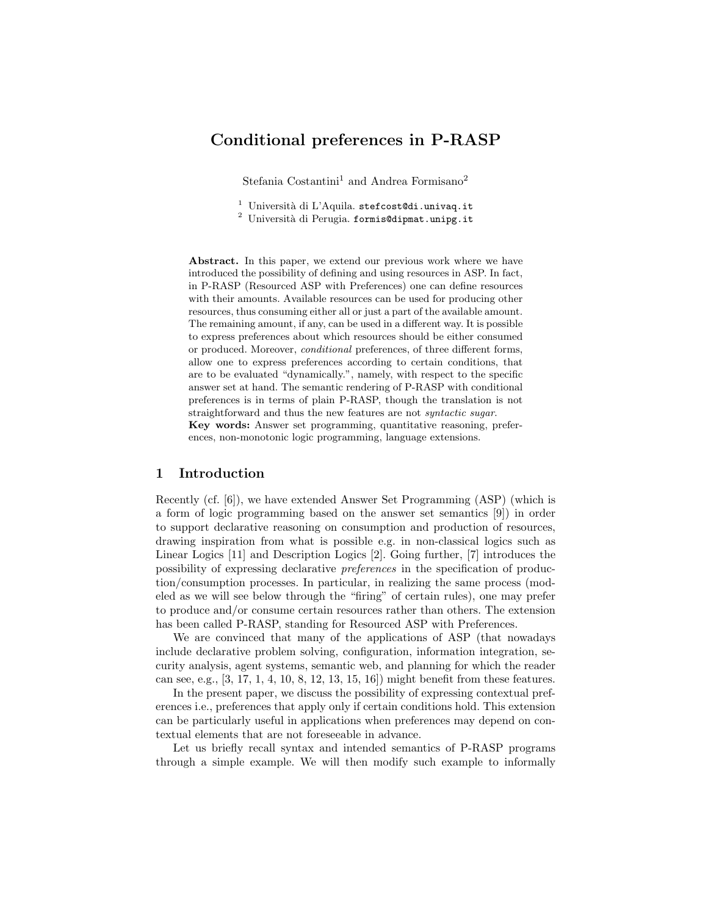# Conditional preferences in P-RASP

Stefania Costantini[1] and Andrea Formisano[2]

[1] Università di L'Aquila. stefcost@di.univaq.it
[2] Università di Perugia. formis@dipmat.unipg.it

**Abstract.** In this paper, we extend our previous work where we have introduced the possibility of defining and using resources in ASP. In fact, in P-RASP (Resourced ASP with Preferences) one can define resources with their amounts. Available resources can be used for producing other resources, thus consuming either all or just a part of the available amount. The remaining amount, if any, can be used in a different way. It is possible to express preferences about which resources should be either consumed or produced. Moreover, *conditional* preferences, of three different forms, allow one to express preferences according to certain conditions, that are to be evaluated "dynamically.", namely, with respect to the specific answer set at hand. The semantic rendering of P-RASP with conditional preferences is in terms of plain P-RASP, though the translation is not straightforward and thus the new features are not *syntactic sugar*.
**Key words:** Answer set programming, quantitative reasoning, preferences, non-monotonic logic programming, language extensions.

## 1 Introduction

Recently (cf. [6]), we have extended Answer Set Programming (ASP) (which is a form of logic programming based on the answer set semantics [9]) in order to support declarative reasoning on consumption and production of resources, drawing inspiration from what is possible e.g. in non-classical logics such as Linear Logics [11] and Description Logics [2]. Going further, [7] introduces the possibility of expressing declarative *preferences* in the specification of production/consumption processes. In particular, in realizing the same process (modeled as we will see below through the "firing" of certain rules), one may prefer to produce and/or consume certain resources rather than others. The extension has been called P-RASP, standing for Resourced ASP with Preferences.

We are convinced that many of the applications of ASP (that nowadays include declarative problem solving, configuration, information integration, security analysis, agent systems, semantic web, and planning for which the reader can see, e.g., [3, 17, 1, 4, 10, 8, 12, 13, 15, 16]) might benefit from these features.

In the present paper, we discuss the possibility of expressing contextual preferences i.e., preferences that apply only if certain conditions hold. This extension can be particularly useful in applications when preferences may depend on contextual elements that are not foreseeable in advance.

Let us briefly recall syntax and intended semantics of P-RASP programs through a simple example. We will then modify such example to informally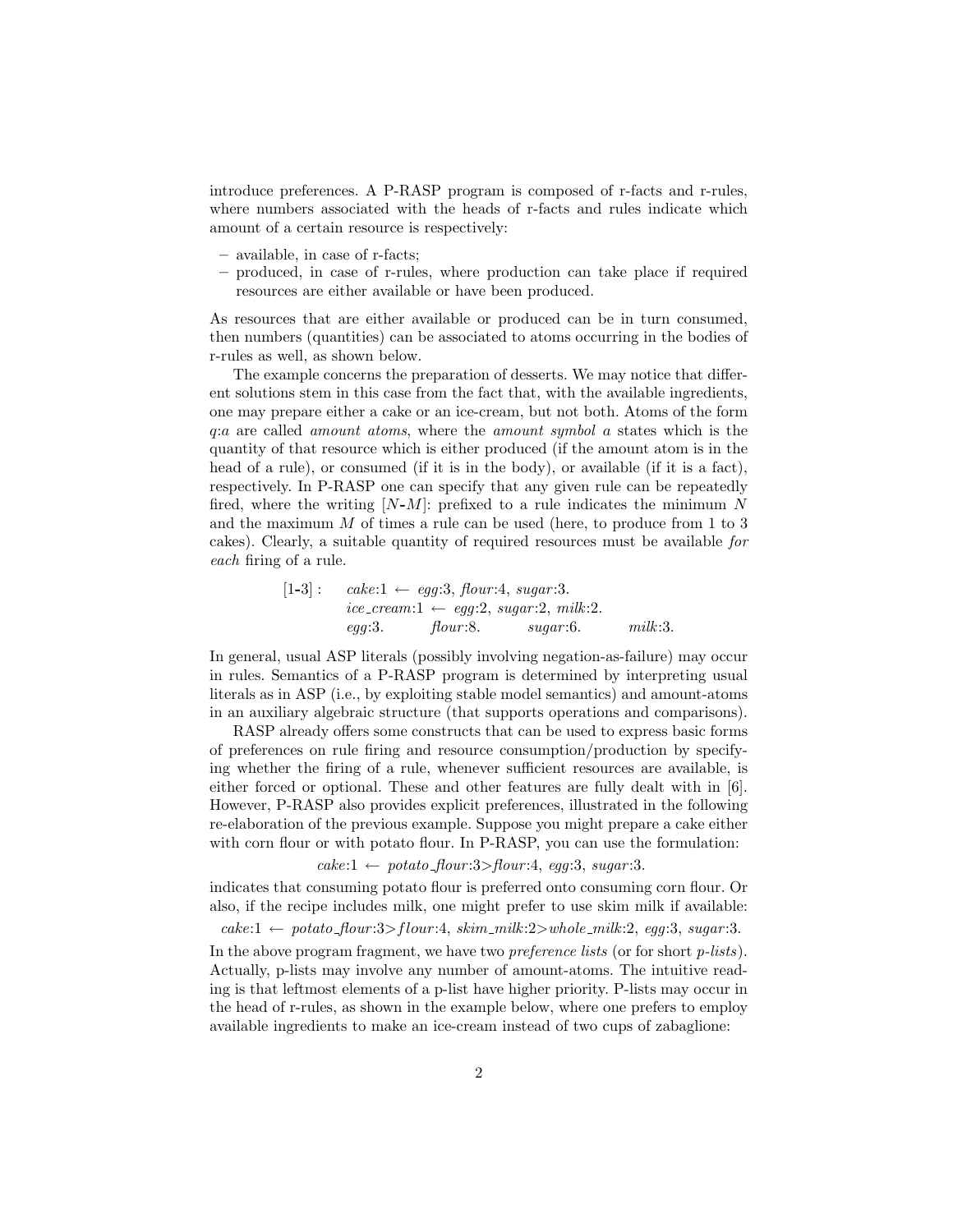introduce preferences. A P-RASP program is composed of r-facts and r-rules, where numbers associated with the heads of r-facts and rules indicate which amount of a certain resource is respectively:

– available, in case of r-facts;
– produced, in case of r-rules, where production can take place if required resources are either available or have been produced.

As resources that are either available or produced can be in turn consumed, then numbers (quantities) can be associated to atoms occurring in the bodies of r-rules as well, as shown below.

The example concerns the preparation of desserts. We may notice that different solutions stem in this case from the fact that, with the available ingredients, one may prepare either a cake or an ice-cream, but not both. Atoms of the form $q{:}a$ are called *amount atoms*, where the *amount symbol* $a$ states which is the quantity of that resource which is either produced (if the amount atom is in the head of a rule), or consumed (if it is in the body), or available (if it is a fact), respectively. In P-RASP one can specify that any given rule can be repeatedly fired, where the writing $[N\text{-}M]$: prefixed to a rule indicates the minimum $N$ and the maximum $M$ of times a rule can be used (here, to produce from 1 to 3 cakes). Clearly, a suitable quantity of required resources must be available *for each* firing of a rule.

$$
\begin{array}{ll}
[1\text{-}3]: & \mathit{cake}{:}1 \leftarrow \mathit{egg}{:}3,\ \mathit{flour}{:}4,\ \mathit{sugar}{:}3. \\
& \mathit{ice\_cream}{:}1 \leftarrow \mathit{egg}{:}2,\ \mathit{sugar}{:}2,\ \mathit{milk}{:}2. \\
& \mathit{egg}{:}3. \qquad \mathit{flour}{:}8. \qquad \mathit{sugar}{:}6. \qquad \mathit{milk}{:}3.
\end{array}
$$

In general, usual ASP literals (possibly involving negation-as-failure) may occur in rules. Semantics of a P-RASP program is determined by interpreting usual literals as in ASP (i.e., by exploiting stable model semantics) and amount-atoms in an auxiliary algebraic structure (that supports operations and comparisons).

RASP already offers some constructs that can be used to express basic forms of preferences on rule firing and resource consumption/production by specifying whether the firing of a rule, whenever sufficient resources are available, is either forced or optional. These and other features are fully dealt with in [6]. However, P-RASP also provides explicit preferences, illustrated in the following re-elaboration of the previous example. Suppose you might prepare a cake either with corn flour or with potato flour. In P-RASP, you can use the formulation:

$$\mathit{cake}{:}1 \leftarrow \mathit{potato\_flour}{:}3{>}\mathit{flour}{:}4,\ \mathit{egg}{:}3,\ \mathit{sugar}{:}3.$$

indicates that consuming potato flour is preferred onto consuming corn flour. Or also, if the recipe includes milk, one might prefer to use skim milk if available:

$$\mathit{cake}{:}1 \leftarrow \mathit{potato\_flour}{:}3{>}flour{:}4,\ \mathit{skim\_milk}{:}2{>}\mathit{whole\_milk}{:}2,\ \mathit{egg}{:}3,\ \mathit{sugar}{:}3.$$

In the above program fragment, we have two *preference lists* (or for short *p-lists*). Actually, p-lists may involve any number of amount-atoms. The intuitive reading is that leftmost elements of a p-list have higher priority. P-lists may occur in the head of r-rules, as shown in the example below, where one prefers to employ available ingredients to make an ice-cream instead of two cups of zabaglione: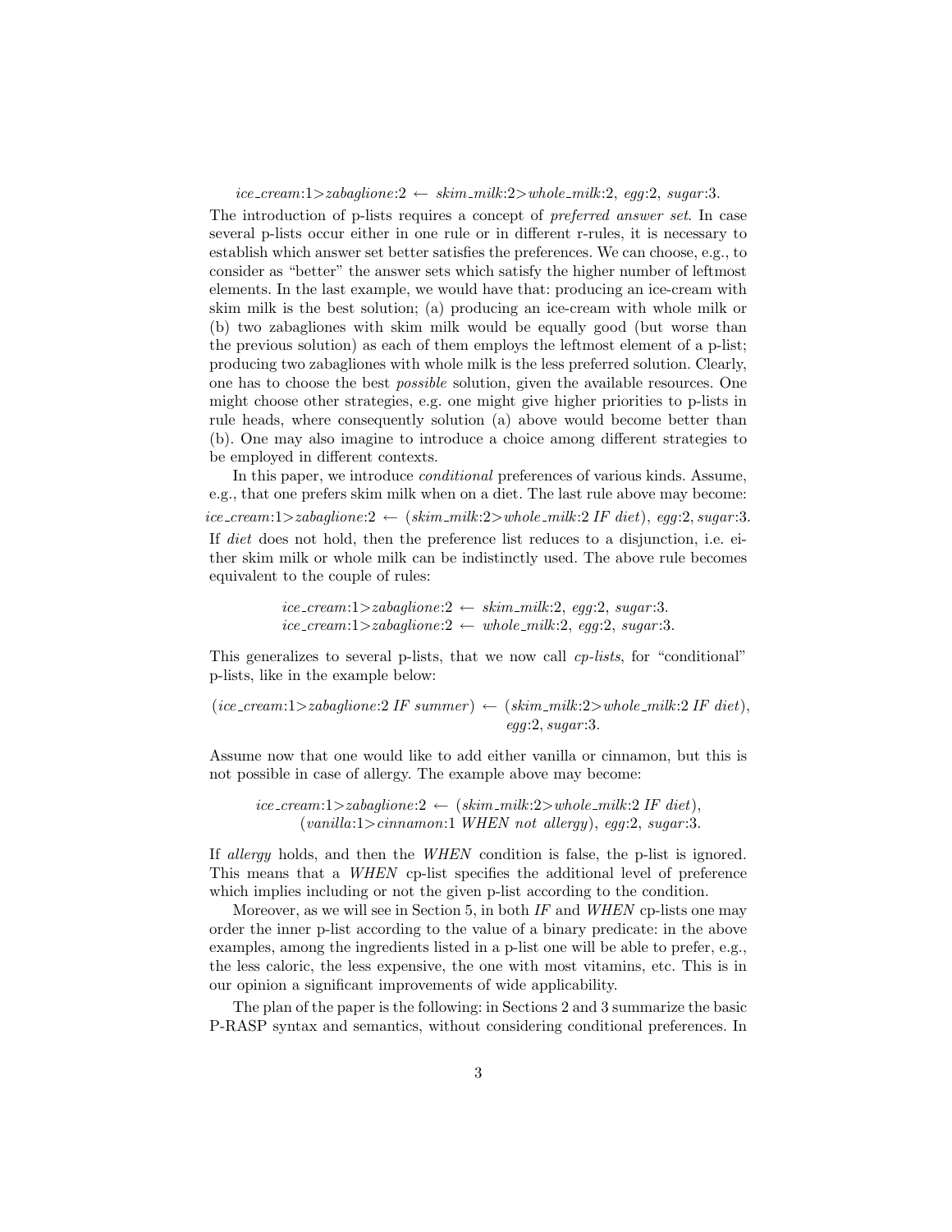$$ice\_cream{:}1{>}zabaglione{:}2 \leftarrow skim\_milk{:}2{>}whole\_milk{:}2,\ egg{:}2,\ sugar{:}3.$$

The introduction of p-lists requires a concept of *preferred answer set*. In case several p-lists occur either in one rule or in different r-rules, it is necessary to establish which answer set better satisfies the preferences. We can choose, e.g., to consider as "better" the answer sets which satisfy the higher number of leftmost elements. In the last example, we would have that: producing an ice-cream with skim milk is the best solution; (a) producing an ice-cream with whole milk or (b) two zabagliones with skim milk would be equally good (but worse than the previous solution) as each of them employs the leftmost element of a p-list; producing two zabagliones with whole milk is the less preferred solution. Clearly, one has to choose the best *possible* solution, given the available resources. One might choose other strategies, e.g. one might give higher priorities to p-lists in rule heads, where consequently solution (a) above would become better than (b). One may also imagine to introduce a choice among different strategies to be employed in different contexts.

In this paper, we introduce *conditional* preferences of various kinds. Assume, e.g., that one prefers skim milk when on a diet. The last rule above may become:

$$ice\_cream{:}1{>}zabaglione{:}2 \leftarrow (skim\_milk{:}2{>}whole\_milk{:}2\ \mathit{IF}\ diet),\ egg{:}2, sugar{:}3.$$

If *diet* does not hold, then the preference list reduces to a disjunction, i.e. either skim milk or whole milk can be indistinctly used. The above rule becomes equivalent to the couple of rules:

$$ice\_cream{:}1{>}zabaglione{:}2 \leftarrow skim\_milk{:}2,\ egg{:}2,\ sugar{:}3.$$
$$ice\_cream{:}1{>}zabaglione{:}2 \leftarrow whole\_milk{:}2,\ egg{:}2,\ sugar{:}3.$$

This generalizes to several p-lists, that we now call *cp-lists*, for "conditional" p-lists, like in the example below:

$$(ice\_cream{:}1{>}zabaglione{:}2\ \mathit{IF}\ summer) \leftarrow (skim\_milk{:}2{>}whole\_milk{:}2\ \mathit{IF}\ diet),\ egg{:}2, sugar{:}3.$$

Assume now that one would like to add either vanilla or cinnamon, but this is not possible in case of allergy. The example above may become:

$$ice\_cream{:}1{>}zabaglione{:}2 \leftarrow (skim\_milk{:}2{>}whole\_milk{:}2\ \mathit{IF}\ diet),\ (vanilla{:}1{>}cinnamon{:}1\ \mathit{WHEN}\ not\ allergy),\ egg{:}2,\ sugar{:}3.$$

If *allergy* holds, and then the *WHEN* condition is false, the p-list is ignored. This means that a *WHEN* cp-list specifies the additional level of preference which implies including or not the given p-list according to the condition.

Moreover, as we will see in Section 5, in both *IF* and *WHEN* cp-lists one may order the inner p-list according to the value of a binary predicate: in the above examples, among the ingredients listed in a p-list one will be able to prefer, e.g., the less caloric, the less expensive, the one with most vitamins, etc. This is in our opinion a significant improvements of wide applicability.

The plan of the paper is the following: in Sections 2 and 3 summarize the basic P-RASP syntax and semantics, without considering conditional preferences. In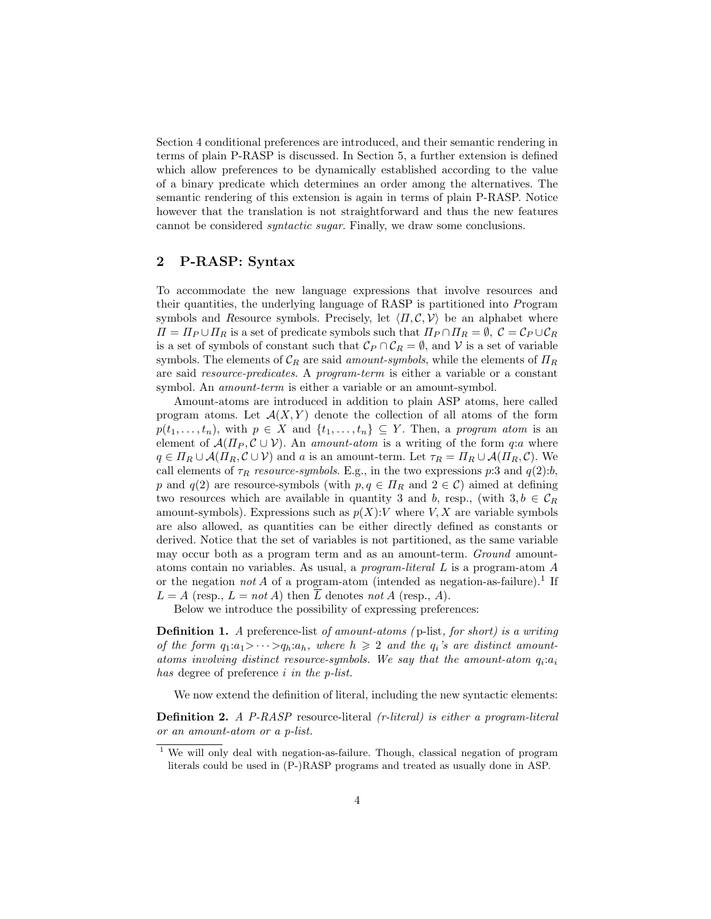Section 4 conditional preferences are introduced, and their semantic rendering in terms of plain P-RASP is discussed. In Section 5, a further extension is defined which allow preferences to be dynamically established according to the value of a binary predicate which determines an order among the alternatives. The semantic rendering of this extension is again in terms of plain P-RASP. Notice however that the translation is not straightforward and thus the new features cannot be considered *syntactic sugar*. Finally, we draw some conclusions.

## 2 P-RASP: Syntax

To accommodate the new language expressions that involve resources and their quantities, the underlying language of RASP is partitioned into *P*rogram symbols and *R*esource symbols. Precisely, let $\langle \Pi, \mathcal{C}, \mathcal{V} \rangle$ be an alphabet where $\Pi = \Pi_P \cup \Pi_R$ is a set of predicate symbols such that $\Pi_P \cap \Pi_R = \emptyset$, $\mathcal{C} = \mathcal{C}_P \cup \mathcal{C}_R$ is a set of symbols of constant such that $\mathcal{C}_P \cap \mathcal{C}_R = \emptyset$, and $\mathcal{V}$ is a set of variable symbols. The elements of $\mathcal{C}_R$ are said *amount-symbols*, while the elements of $\Pi_R$ are said *resource-predicates*. A *program-term* is either a variable or a constant symbol. An *amount-term* is either a variable or an amount-symbol.

Amount-atoms are introduced in addition to plain ASP atoms, here called program atoms. Let $\mathcal{A}(X, Y)$ denote the collection of all atoms of the form $p(t_1, \ldots, t_n)$, with $p \in X$ and $\{t_1, \ldots, t_n\} \subseteq Y$. Then, a *program atom* is an element of $\mathcal{A}(\Pi_P, \mathcal{C} \cup \mathcal{V})$. An *amount-atom* is a writing of the form $q{:}a$ where $q \in \Pi_R \cup \mathcal{A}(\Pi_R, \mathcal{C} \cup \mathcal{V})$ and $a$ is an amount-term. Let $\tau_R = \Pi_R \cup \mathcal{A}(\Pi_R, \mathcal{C})$. We call elements of $\tau_R$ *resource-symbols*. E.g., in the two expressions $p{:}3$ and $q(2){:}b$, $p$ and $q(2)$ are resource-symbols (with $p, q \in \Pi_R$ and $2 \in \mathcal{C}$) aimed at defining two resources which are available in quantity 3 and $b$, resp., (with $3, b \in \mathcal{C}_R$ amount-symbols). Expressions such as $p(X){:}V$ where $V, X$ are variable symbols are also allowed, as quantities can be either directly defined as constants or derived. Notice that the set of variables is not partitioned, as the same variable may occur both as a program term and as an amount-term. *Ground* amount-atoms contain no variables. As usual, a *program-literal* $L$ is a program-atom $A$ or the negation *not* $A$ of a program-atom (intended as negation-as-failure).[1] If $L = A$ (resp., $L = not\, A$) then $\overline{L}$ denotes *not* $A$ (resp., $A$).

Below we introduce the possibility of expressing preferences:

**Definition 1.** *A* preference-list *of amount-atoms (*p-list*, for short) is a writing of the form* $q_1{:}a_1 > \cdots > q_h{:}a_h$*, where* $h \geqslant 2$ *and the* $q_i$*'s are distinct amount-atoms involving distinct resource-symbols. We say that the amount-atom* $q_i{:}a_i$ *has* degree of preference $i$ *in the p-list.*

We now extend the definition of literal, including the new syntactic elements:

**Definition 2.** *A P-RASP* resource-literal *(r-literal) is either a program-literal or an amount-atom or a p-list.*

[1] We will only deal with negation-as-failure. Though, classical negation of program literals could be used in (P-)RASP programs and treated as usually done in ASP.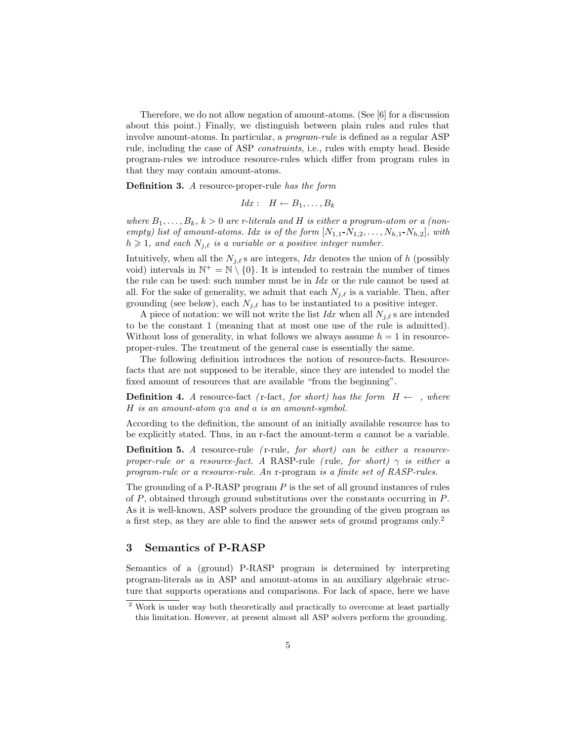Therefore, we do not allow negation of amount-atoms. (See [6] for a discussion about this point.) Finally, we distinguish between plain rules and rules that involve amount-atoms. In particular, a *program-rule* is defined as a regular ASP rule, including the case of ASP *constraints*, i.e., rules with empty head. Beside program-rules we introduce resource-rules which differ from program rules in that they may contain amount-atoms.

**Definition 3.** *A* resource-proper-rule *has the form*

$$Idx: \quad H \leftarrow B_1, \ldots, B_k$$

*where $B_1, \ldots, B_k$, $k > 0$ are r-literals and $H$ is either a program-atom or a (non-empty) list of amount-atoms. $Idx$ is of the form $[N_{1,1}\text{-}N_{1,2}, \ldots, N_{h,1}\text{-}N_{h,2}]$, with $h \geqslant 1$, and each $N_{j,\ell}$ is a variable or a positive integer number.*

Intuitively, when all the $N_{j,\ell}$ s are integers, $Idx$ denotes the union of $h$ (possibly void) intervals in $\mathbb{N}^+ = \mathbb{N} \setminus \{0\}$. It is intended to restrain the number of times the rule can be used: such number must be in $Idx$ or the rule cannot be used at all. For the sake of generality, we admit that each $N_{j,\ell}$ is a variable. Then, after grounding (see below), each $N_{j,\ell}$ has to be instantiated to a positive integer.

A piece of notation: we will not write the list $Idx$ when all $N_{j,\ell}$ s are intended to be the constant 1 (meaning that at most one use of the rule is admitted). Without loss of generality, in what follows we always assume $h = 1$ in resource-proper-rules. The treatment of the general case is essentially the same.

The following definition introduces the notion of resource-facts. Resource-facts that are not supposed to be iterable, since they are intended to model the fixed amount of resources that are available "from the beginning".

**Definition 4.** *A* resource-fact *(*r-fact*, for short) has the form $H \leftarrow$ , where $H$ is an amount-atom $q{:}a$ and $a$ is an amount-symbol.*

According to the definition, the amount of an initially available resource has to be explicitly stated. Thus, in an r-fact the amount-term $a$ cannot be a variable.

**Definition 5.** *A* resource-rule *(*r-rule*, for short) can be either a resource-proper-rule or a resource-fact. A* RASP-rule *(*rule*, for short) $\gamma$ is either a program-rule or a resource-rule. An* r-program *is a finite set of RASP-rules.*

The grounding of a P-RASP program $P$ is the set of all ground instances of rules of $P$, obtained through ground substitutions over the constants occurring in $P$. As it is well-known, ASP solvers produce the grounding of the given program as a first step, as they are able to find the answer sets of ground programs only.[2]

## 3 Semantics of P-RASP

Semantics of a (ground) P-RASP program is determined by interpreting program-literals as in ASP and amount-atoms in an auxiliary algebraic structure that supports operations and comparisons. For lack of space, here we have

[2] Work is under way both theoretically and practically to overcome at least partially this limitation. However, at present almost all ASP solvers perform the grounding.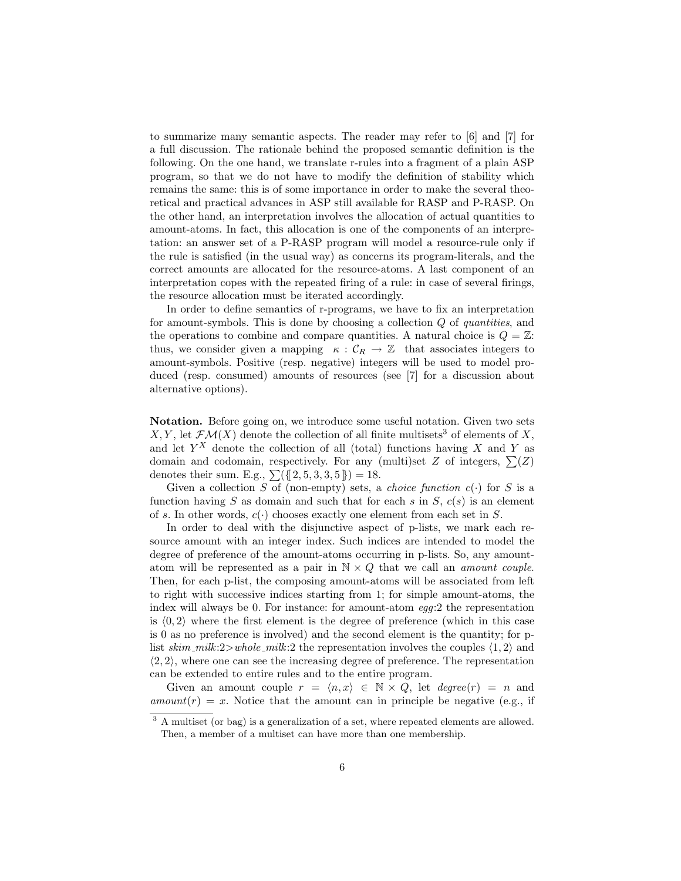to summarize many semantic aspects. The reader may refer to [6] and [7] for a full discussion. The rationale behind the proposed semantic definition is the following. On the one hand, we translate r-rules into a fragment of a plain ASP program, so that we do not have to modify the definition of stability which remains the same: this is of some importance in order to make the several theoretical and practical advances in ASP still available for RASP and P-RASP. On the other hand, an interpretation involves the allocation of actual quantities to amount-atoms. In fact, this allocation is one of the components of an interpretation: an answer set of a P-RASP program will model a resource-rule only if the rule is satisfied (in the usual way) as concerns its program-literals, and the correct amounts are allocated for the resource-atoms. A last component of an interpretation copes with the repeated firing of a rule: in case of several firings, the resource allocation must be iterated accordingly.

In order to define semantics of r-programs, we have to fix an interpretation for amount-symbols. This is done by choosing a collection $Q$ of *quantities*, and the operations to combine and compare quantities. A natural choice is $Q = \mathbb{Z}$: thus, we consider given a mapping $\kappa : \mathcal{C}_R \to \mathbb{Z}$ that associates integers to amount-symbols. Positive (resp. negative) integers will be used to model produced (resp. consumed) amounts of resources (see [7] for a discussion about alternative options).

**Notation.** Before going on, we introduce some useful notation. Given two sets $X, Y$, let $\mathcal{FM}(X)$ denote the collection of all finite multisets[3] of elements of $X$, and let $Y^X$ denote the collection of all (total) functions having $X$ and $Y$ as domain and codomain, respectively. For any (multi)set $Z$ of integers, $\sum(Z)$ denotes their sum. E.g., $\sum(\{\!\{2, 5, 3, 3, 5\}\!\}) = 18$.

Given a collection $S$ of (non-empty) sets, a *choice function* $c(\cdot)$ for $S$ is a function having $S$ as domain and such that for each $s$ in $S$, $c(s)$ is an element of $s$. In other words, $c(\cdot)$ chooses exactly one element from each set in $S$.

In order to deal with the disjunctive aspect of p-lists, we mark each resource amount with an integer index. Such indices are intended to model the degree of preference of the amount-atoms occurring in p-lists. So, any amount-atom will be represented as a pair in $\mathbb{N} \times Q$ that we call an *amount couple*. Then, for each p-list, the composing amount-atoms will be associated from left to right with successive indices starting from 1; for simple amount-atoms, the index will always be 0. For instance: for amount-atom *egg*:2 the representation is $\langle 0, 2\rangle$ where the first element is the degree of preference (which in this case is 0 as no preference is involved) and the second element is the quantity; for p-list *skim_milk*:2>*whole_milk*:2 the representation involves the couples $\langle 1, 2\rangle$ and $\langle 2, 2\rangle$, where one can see the increasing degree of preference. The representation can be extended to entire rules and to the entire program.

Given an amount couple $r = \langle n, x\rangle \in \mathbb{N} \times Q$, let $degree(r) = n$ and $amount(r) = x$. Notice that the amount can in principle be negative (e.g., if

[3] A multiset (or bag) is a generalization of a set, where repeated elements are allowed. Then, a member of a multiset can have more than one membership.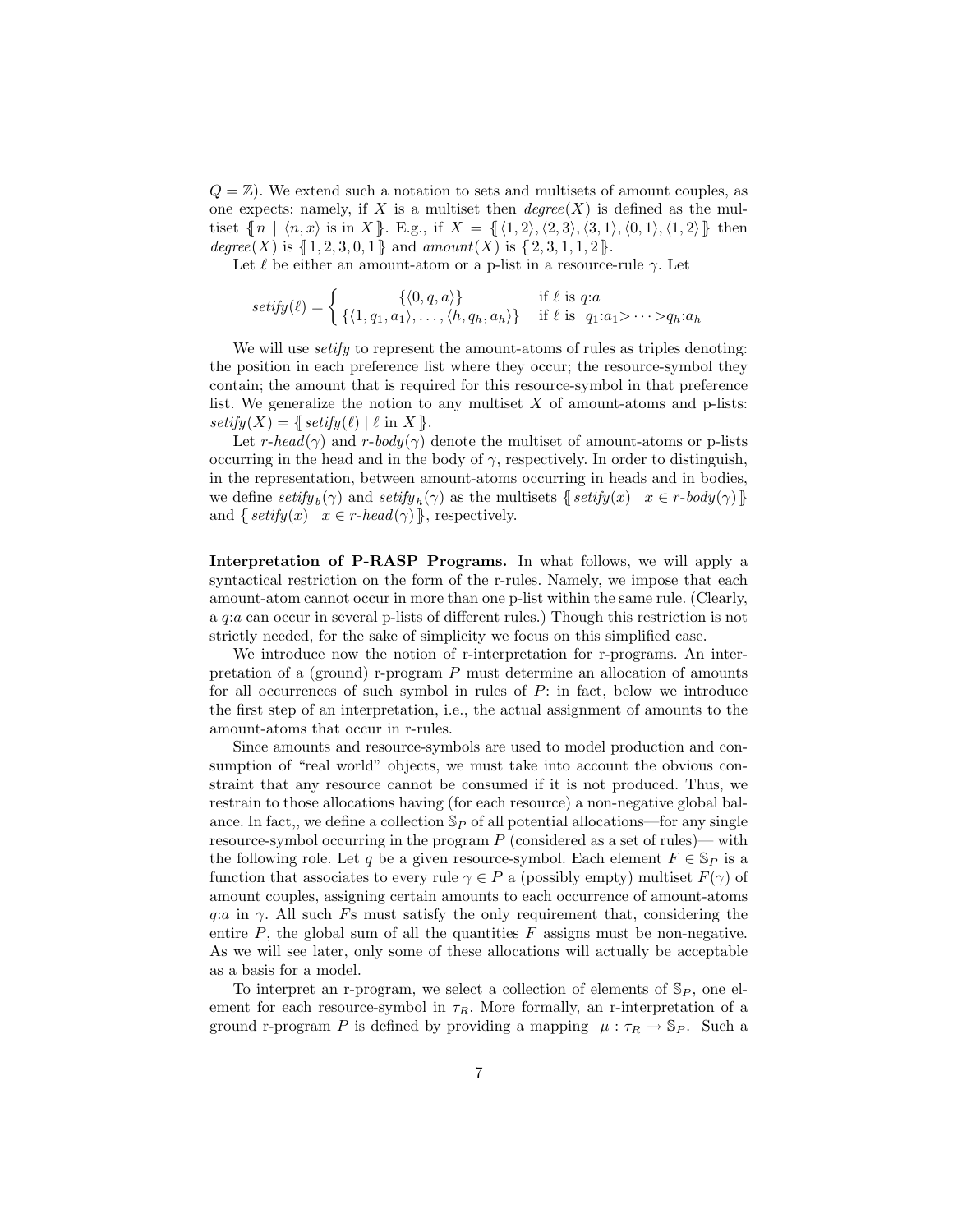$Q = \mathbb{Z}$). We extend such a notation to sets and multisets of amount couples, as one expects: namely, if $X$ is a multiset then $degree(X)$ is defined as the multiset $\{\!\!\{\, n \mid \langle n, x\rangle \text{ is in } X \,\}\!\!\}$. E.g., if $X = \{\!\!\{\, \langle 1,2\rangle, \langle 2,3\rangle, \langle 3,1\rangle, \langle 0,1\rangle, \langle 1,2\rangle \,\}\!\!\}$ then $degree(X)$ is $\{\!\!\{\, 1,2,3,0,1 \,\}\!\!\}$ and $amount(X)$ is $\{\!\!\{\, 2,3,1,1,2 \,\}\!\!\}$.

Let $\ell$ be either an amount-atom or a p-list in a resource-rule $\gamma$. Let

$$setify(\ell) = \begin{cases} \{\langle 0, q, a\rangle\} & \text{if } \ell \text{ is } q{:}a \\ \{\langle 1, q_1, a_1\rangle, \ldots, \langle h, q_h, a_h\rangle\} & \text{if } \ell \text{ is } \; q_1{:}a_1 > \cdots > q_h{:}a_h \end{cases}$$

We will use *setify* to represent the amount-atoms of rules as triples denoting: the position in each preference list where they occur; the resource-symbol they contain; the amount that is required for this resource-symbol in that preference list. We generalize the notion to any multiset $X$ of amount-atoms and p-lists: $setify(X) = \{\!\!\{\, setify(\ell) \mid \ell \text{ in } X \,\}\!\!\}$.

Let $r\text{-}head(\gamma)$ and $r\text{-}body(\gamma)$ denote the multiset of amount-atoms or p-lists occurring in the head and in the body of $\gamma$, respectively. In order to distinguish, in the representation, between amount-atoms occurring in heads and in bodies, we define $setify_b(\gamma)$ and $setify_h(\gamma)$ as the multisets $\{\!\!\{\, setify(x) \mid x \in r\text{-}body(\gamma) \,\}\!\!\}$ and $\{\!\!\{\, setify(x) \mid x \in r\text{-}head(\gamma) \,\}\!\!\}$, respectively.

**Interpretation of P-RASP Programs.** In what follows, we will apply a syntactical restriction on the form of the r-rules. Namely, we impose that each amount-atom cannot occur in more than one p-list within the same rule. (Clearly, a $q{:}a$ can occur in several p-lists of different rules.) Though this restriction is not strictly needed, for the sake of simplicity we focus on this simplified case.

We introduce now the notion of r-interpretation for r-programs. An interpretation of a (ground) r-program $P$ must determine an allocation of amounts for all occurrences of such symbol in rules of $P$: in fact, below we introduce the first step of an interpretation, i.e., the actual assignment of amounts to the amount-atoms that occur in r-rules.

Since amounts and resource-symbols are used to model production and consumption of "real world" objects, we must take into account the obvious constraint that any resource cannot be consumed if it is not produced. Thus, we restrain to those allocations having (for each resource) a non-negative global balance. In fact,, we define a collection $\mathbb{S}_P$ of all potential allocations—for any single resource-symbol occurring in the program $P$ (considered as a set of rules)— with the following role. Let $q$ be a given resource-symbol. Each element $F \in \mathbb{S}_P$ is a function that associates to every rule $\gamma \in P$ a (possibly empty) multiset $F(\gamma)$ of amount couples, assigning certain amounts to each occurrence of amount-atoms $q{:}a$ in $\gamma$. All such $F$s must satisfy the only requirement that, considering the entire $P$, the global sum of all the quantities $F$ assigns must be non-negative. As we will see later, only some of these allocations will actually be acceptable as a basis for a model.

To interpret an r-program, we select a collection of elements of $\mathbb{S}_P$, one element for each resource-symbol in $\tau_R$. More formally, an r-interpretation of a ground r-program $P$ is defined by providing a mapping $\mu : \tau_R \to \mathbb{S}_P$. Such a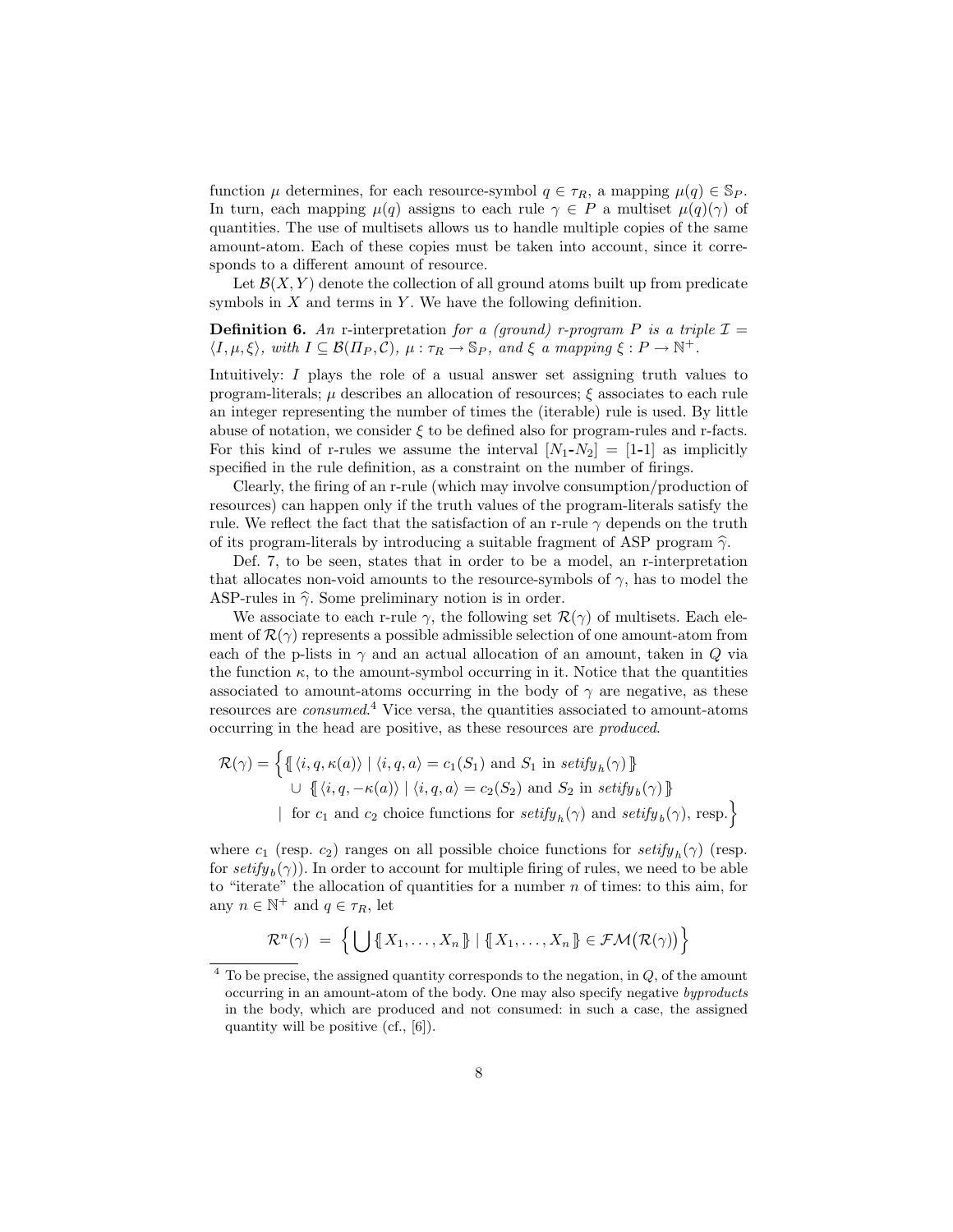function $\mu$ determines, for each resource-symbol $q \in \tau_R$, a mapping $\mu(q) \in \mathbb{S}_P$. In turn, each mapping $\mu(q)$ assigns to each rule $\gamma \in P$ a multiset $\mu(q)(\gamma)$ of quantities. The use of multisets allows us to handle multiple copies of the same amount-atom. Each of these copies must be taken into account, since it corresponds to a different amount of resource.

Let $\mathcal{B}(X, Y)$ denote the collection of all ground atoms built up from predicate symbols in $X$ and terms in $Y$. We have the following definition.

**Definition 6.** *An* r-interpretation *for a (ground) r-program $P$ is a triple $\mathcal{I} = \langle I, \mu, \xi \rangle$, with $I \subseteq \mathcal{B}(\Pi_P, \mathcal{C})$, $\mu : \tau_R \to \mathbb{S}_P$, and $\xi$ a mapping $\xi : P \to \mathbb{N}^+$.*

Intuitively: $I$ plays the role of a usual answer set assigning truth values to program-literals; $\mu$ describes an allocation of resources; $\xi$ associates to each rule an integer representing the number of times the (iterable) rule is used. By little abuse of notation, we consider $\xi$ to be defined also for program-rules and r-facts. For this kind of r-rules we assume the interval $[N_1\text{-}N_2] = [1\text{-}1]$ as implicitly specified in the rule definition, as a constraint on the number of firings.

Clearly, the firing of an r-rule (which may involve consumption/production of resources) can happen only if the truth values of the program-literals satisfy the rule. We reflect the fact that the satisfaction of an r-rule $\gamma$ depends on the truth of its program-literals by introducing a suitable fragment of ASP program $\widehat{\gamma}$.

Def. 7, to be seen, states that in order to be a model, an r-interpretation that allocates non-void amounts to the resource-symbols of $\gamma$, has to model the ASP-rules in $\widehat{\gamma}$. Some preliminary notion is in order.

We associate to each r-rule $\gamma$, the following set $\mathcal{R}(\gamma)$ of multisets. Each element of $\mathcal{R}(\gamma)$ represents a possible admissible selection of one amount-atom from each of the p-lists in $\gamma$ and an actual allocation of an amount, taken in $Q$ via the function $\kappa$, to the amount-symbol occurring in it. Notice that the quantities associated to amount-atoms occurring in the body of $\gamma$ are negative, as these resources are *consumed*.[4] Vice versa, the quantities associated to amount-atoms occurring in the head are positive, as these resources are *produced*.

$$\begin{aligned}\mathcal{R}(\gamma) = \Big\{ & \{\!\!\{ \langle i, q, \kappa(a) \rangle \mid \langle i, q, a \rangle = c_1(S_1) \text{ and } S_1 \text{ in } \mathit{setify}_h(\gamma) \}\!\!\} \\ & \cup\ \{\!\!\{ \langle i, q, -\kappa(a) \rangle \mid \langle i, q, a \rangle = c_2(S_2) \text{ and } S_2 \text{ in } \mathit{setify}_b(\gamma) \}\!\!\} \\ & \mid\ \text{for } c_1 \text{ and } c_2 \text{ choice functions for } \mathit{setify}_h(\gamma) \text{ and } \mathit{setify}_b(\gamma), \text{ resp.} \Big\}\end{aligned}$$

where $c_1$ (resp. $c_2$) ranges on all possible choice functions for $\mathit{setify}_h(\gamma)$ (resp. for $\mathit{setify}_b(\gamma)$). In order to account for multiple firing of rules, we need to be able to "iterate" the allocation of quantities for a number $n$ of times: to this aim, for any $n \in \mathbb{N}^+$ and $q \in \tau_R$, let

$$\mathcal{R}^n(\gamma) \;=\; \Big\{ \bigcup \{\!\!\{ X_1, \ldots, X_n \}\!\!\} \mid \{\!\!\{ X_1, \ldots, X_n \}\!\!\} \in \mathcal{FM}\big(\mathcal{R}(\gamma)\big) \Big\}$$

[4] To be precise, the assigned quantity corresponds to the negation, in $Q$, of the amount occurring in an amount-atom of the body. One may also specify negative *byproducts* in the body, which are produced and not consumed: in such a case, the assigned quantity will be positive (cf., [6]).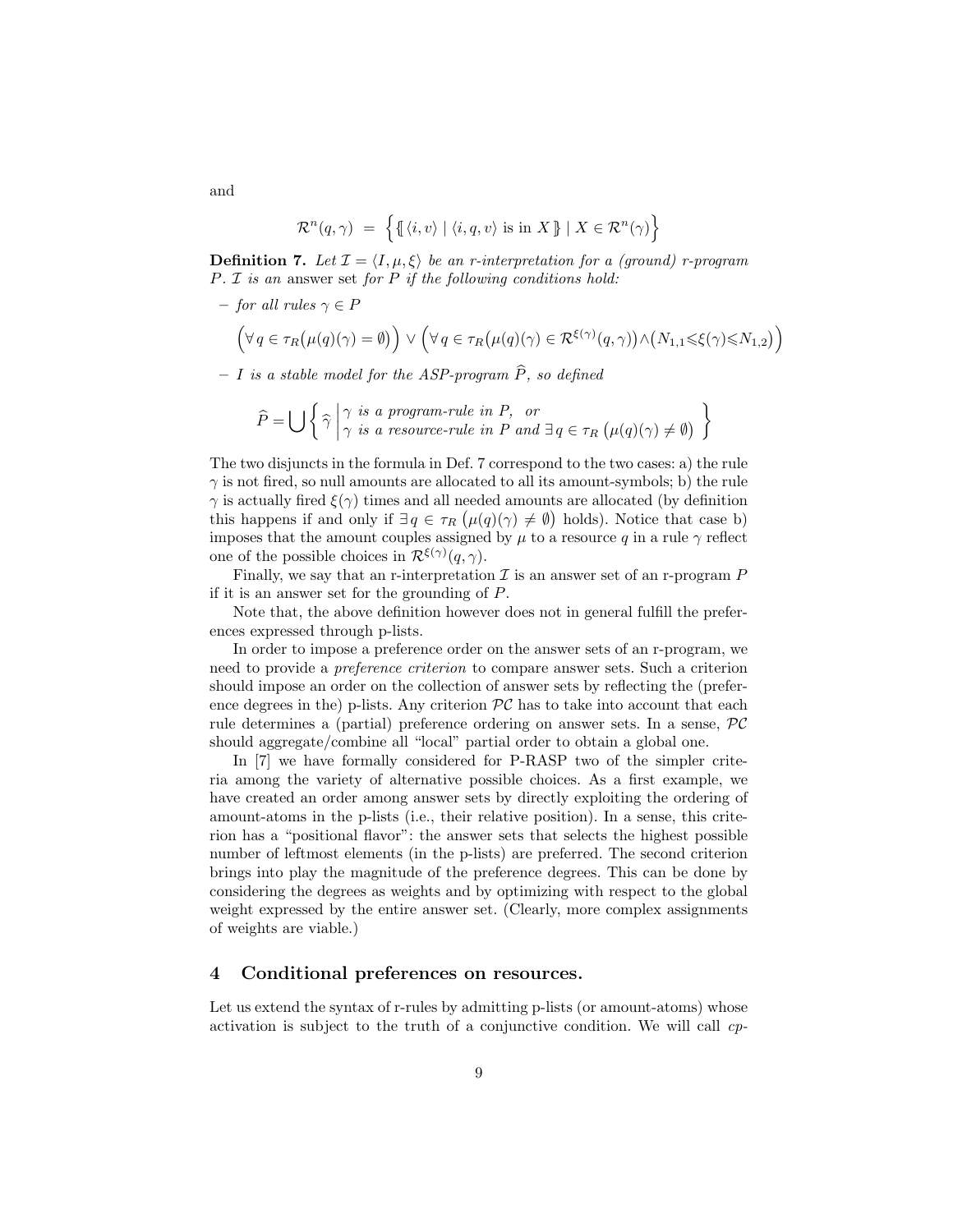and

$$\mathcal{R}^n(q,\gamma) \;=\; \Big\{ \{\!\![\, \langle i,v\rangle \mid \langle i,q,v\rangle \text{ is in } X \,]\!\!\} \mid X \in \mathcal{R}^n(\gamma) \Big\}$$

**Definition 7.** *Let $\mathcal{I} = \langle I, \mu, \xi\rangle$ be an r-interpretation for a (ground) r-program $P$. $\mathcal{I}$ is an* answer set *for $P$ if the following conditions hold:*

- *for all rules $\gamma \in P$*

$$\Big(\forall\, q \in \tau_R\big(\mu(q)(\gamma) = \emptyset\big)\Big) \vee \Big(\forall\, q \in \tau_R\big(\mu(q)(\gamma) \in \mathcal{R}^{\xi(\gamma)}(q,\gamma)\big) \wedge \big(N_{1,1} \leqslant \xi(\gamma) \leqslant N_{1,2}\big)\Big)$$

- *$I$ is a stable model for the ASP-program $\widehat{P}$, so defined*

$$\widehat{P} = \bigcup \left\{ \widehat{\gamma} \,\middle|\, \begin{array}{l} \gamma \text{ is a program-rule in } P, \text{ or} \\ \gamma \text{ is a resource-rule in } P \text{ and } \exists\, q \in \tau_R\ \big(\mu(q)(\gamma) \neq \emptyset\big) \end{array} \right\}$$

The two disjuncts in the formula in Def. 7 correspond to the two cases: a) the rule $\gamma$ is not fired, so null amounts are allocated to all its amount-symbols; b) the rule $\gamma$ is actually fired $\xi(\gamma)$ times and all needed amounts are allocated (by definition this happens if and only if $\exists\, q \in \tau_R\ \big(\mu(q)(\gamma) \neq \emptyset\big)$ holds). Notice that case b) imposes that the amount couples assigned by $\mu$ to a resource $q$ in a rule $\gamma$ reflect one of the possible choices in $\mathcal{R}^{\xi(\gamma)}(q,\gamma)$.

Finally, we say that an r-interpretation $\mathcal{I}$ is an answer set of an r-program $P$ if it is an answer set for the grounding of $P$.

Note that, the above definition however does not in general fulfill the preferences expressed through p-lists.

In order to impose a preference order on the answer sets of an r-program, we need to provide a *preference criterion* to compare answer sets. Such a criterion should impose an order on the collection of answer sets by reflecting the (preference degrees in the) p-lists. Any criterion $\mathcal{PC}$ has to take into account that each rule determines a (partial) preference ordering on answer sets. In a sense, $\mathcal{PC}$ should aggregate/combine all "local" partial order to obtain a global one.

In [7] we have formally considered for P-RASP two of the simpler criteria among the variety of alternative possible choices. As a first example, we have created an order among answer sets by directly exploiting the ordering of amount-atoms in the p-lists (i.e., their relative position). In a sense, this criterion has a "positional flavor": the answer sets that selects the highest possible number of leftmost elements (in the p-lists) are preferred. The second criterion brings into play the magnitude of the preference degrees. This can be done by considering the degrees as weights and by optimizing with respect to the global weight expressed by the entire answer set. (Clearly, more complex assignments of weights are viable.)

## 4 Conditional preferences on resources.

Let us extend the syntax of r-rules by admitting p-lists (or amount-atoms) whose activation is subject to the truth of a conjunctive condition. We will call *cp-*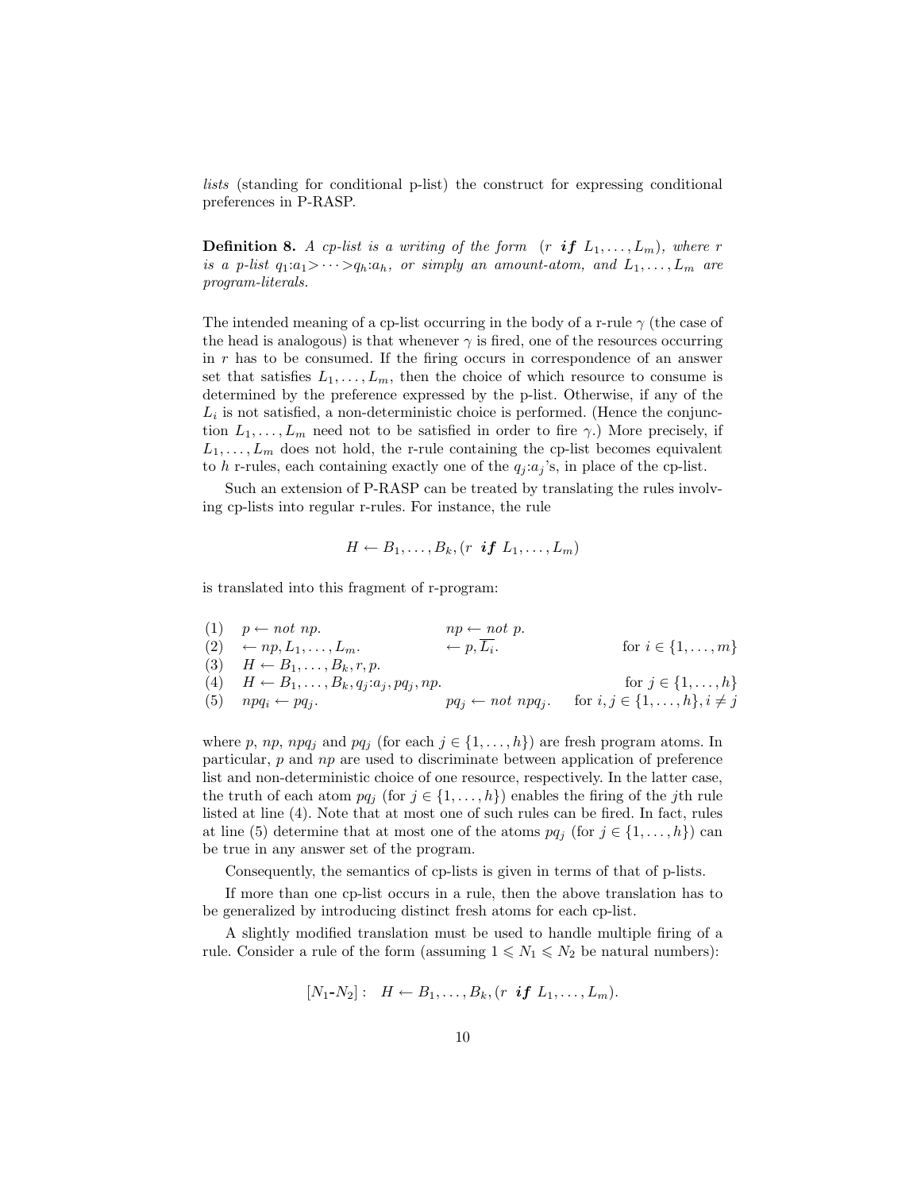*lists* (standing for conditional p-list) the construct for expressing conditional preferences in P-RASP.

**Definition 8.** *A cp-list is a writing of the form* $(r \;\, \boldsymbol{if} \; L_1, \ldots, L_m)$*, where* $r$ *is a p-list* $q_1{:}a_1 > \cdots > q_h{:}a_h$*, or simply an amount-atom, and* $L_1, \ldots, L_m$ *are program-literals.*

The intended meaning of a cp-list occurring in the body of a r-rule $\gamma$ (the case of the head is analogous) is that whenever $\gamma$ is fired, one of the resources occurring in $r$ has to be consumed. If the firing occurs in correspondence of an answer set that satisfies $L_1, \ldots, L_m$, then the choice of which resource to consume is determined by the preference expressed by the p-list. Otherwise, if any of the $L_i$ is not satisfied, a non-deterministic choice is performed. (Hence the conjunction $L_1, \ldots, L_m$ need not to be satisfied in order to fire $\gamma$.) More precisely, if $L_1, \ldots, L_m$ does not hold, the r-rule containing the cp-list becomes equivalent to $h$ r-rules, each containing exactly one of the $q_j{:}a_j$'s, in place of the cp-list.

Such an extension of P-RASP can be treated by translating the rules involving cp-lists into regular r-rules. For instance, the rule

$$H \leftarrow B_1, \ldots, B_k, (r \;\, \boldsymbol{if} \; L_1, \ldots, L_m)$$

is translated into this fragment of r-program:

$$
\begin{array}{llll}
(1) & p \leftarrow \mathit{not}\ np. & np \leftarrow \mathit{not}\ p. & \\
(2) & \leftarrow np, L_1, \ldots, L_m. & \leftarrow p, \overline{L_i}. & \text{for } i \in \{1, \ldots, m\} \\
(3) & H \leftarrow B_1, \ldots, B_k, r, p. & & \\
(4) & H \leftarrow B_1, \ldots, B_k, q_j{:}a_j, pq_j, np. & & \text{for } j \in \{1, \ldots, h\} \\
(5) & npq_i \leftarrow pq_j. & pq_j \leftarrow \mathit{not}\ npq_j. & \text{for } i, j \in \{1, \ldots, h\}, i \neq j
\end{array}
$$

where $p$, $np$, $npq_j$ and $pq_j$ (for each $j \in \{1, \ldots, h\}$) are fresh program atoms. In particular, $p$ and $np$ are used to discriminate between application of preference list and non-deterministic choice of one resource, respectively. In the latter case, the truth of each atom $pq_j$ (for $j \in \{1, \ldots, h\}$) enables the firing of the $j$th rule listed at line (4). Note that at most one of such rules can be fired. In fact, rules at line (5) determine that at most one of the atoms $pq_j$ (for $j \in \{1, \ldots, h\}$) can be true in any answer set of the program.

Consequently, the semantics of cp-lists is given in terms of that of p-lists.

If more than one cp-list occurs in a rule, then the above translation has to be generalized by introducing distinct fresh atoms for each cp-list.

A slightly modified translation must be used to handle multiple firing of a rule. Consider a rule of the form (assuming $1 \leqslant N_1 \leqslant N_2$ be natural numbers):

$$[N_1\text{-}N_2]: \quad H \leftarrow B_1, \ldots, B_k, (r \;\, \boldsymbol{if} \; L_1, \ldots, L_m).$$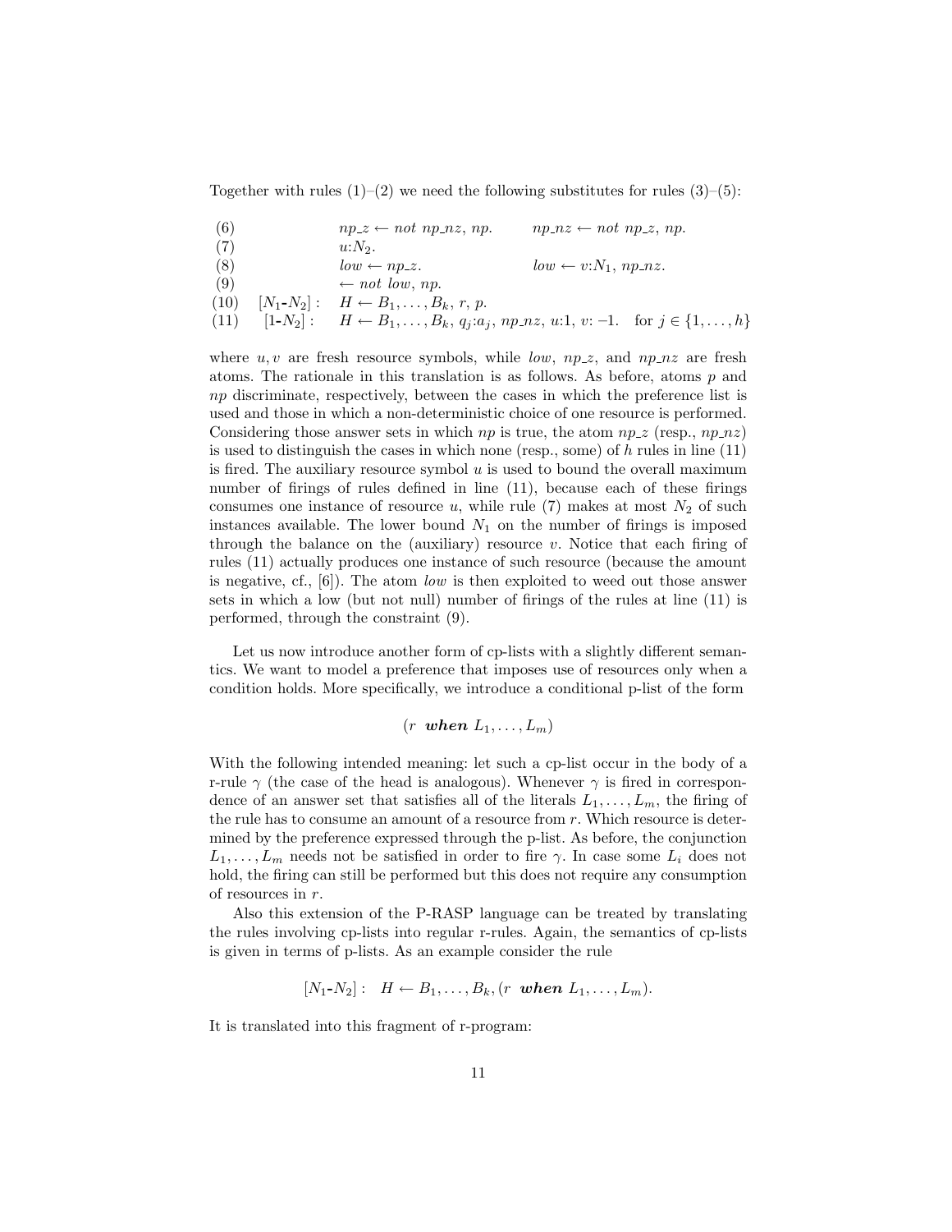Together with rules (1)–(2) we need the following substitutes for rules (3)–(5):

$$
\begin{array}{lll}
(6) & & np\_z \leftarrow not\ np\_nz,\ np. \qquad np\_nz \leftarrow not\ np\_z,\ np. \\
(7) & & u{:}N_2. \\
(8) & & low \leftarrow np\_z. \qquad low \leftarrow v{:}N_1,\ np\_nz. \\
(9) & & \leftarrow not\ low,\ np. \\
(10) & [N_1\text{-}N_2]: & H \leftarrow B_1, \ldots, B_k,\ r,\ p. \\
(11) & [1\text{-}N_2]: & H \leftarrow B_1, \ldots, B_k,\ q_j{:}a_j,\ np\_nz,\ u{:}1,\ v{:}-1. \quad \text{for } j \in \{1, \ldots, h\}
\end{array}
$$

where $u, v$ are fresh resource symbols, while *low*, *np_z*, and *np_nz* are fresh atoms. The rationale in this translation is as follows. As before, atoms $p$ and $np$ discriminate, respectively, between the cases in which the preference list is used and those in which a non-deterministic choice of one resource is performed. Considering those answer sets in which $np$ is true, the atom *np_z* (resp., *np_nz*) is used to distinguish the cases in which none (resp., some) of $h$ rules in line (11) is fired. The auxiliary resource symbol $u$ is used to bound the overall maximum number of firings of rules defined in line (11), because each of these firings consumes one instance of resource $u$, while rule (7) makes at most $N_2$ of such instances available. The lower bound $N_1$ on the number of firings is imposed through the balance on the (auxiliary) resource $v$. Notice that each firing of rules (11) actually produces one instance of such resource (because the amount is negative, cf., [6]). The atom *low* is then exploited to weed out those answer sets in which a low (but not null) number of firings of the rules at line (11) is performed, through the constraint (9).

Let us now introduce another form of cp-lists with a slightly different semantics. We want to model a preference that imposes use of resources only when a condition holds. More specifically, we introduce a conditional p-list of the form

$$(r\ \ \textbf{\textit{when}}\ L_1, \ldots, L_m)$$

With the following intended meaning: let such a cp-list occur in the body of a r-rule $\gamma$ (the case of the head is analogous). Whenever $\gamma$ is fired in correspondence of an answer set that satisfies all of the literals $L_1, \ldots, L_m$, the firing of the rule has to consume an amount of a resource from $r$. Which resource is determined by the preference expressed through the p-list. As before, the conjunction $L_1, \ldots, L_m$ needs not be satisfied in order to fire $\gamma$. In case some $L_i$ does not hold, the firing can still be performed but this does not require any consumption of resources in $r$.

Also this extension of the P-RASP language can be treated by translating the rules involving cp-lists into regular r-rules. Again, the semantics of cp-lists is given in terms of p-lists. As an example consider the rule

$$[N_1\text{-}N_2]: \quad H \leftarrow B_1, \ldots, B_k, (r\ \ \textbf{\textit{when}}\ L_1, \ldots, L_m).$$

It is translated into this fragment of r-program: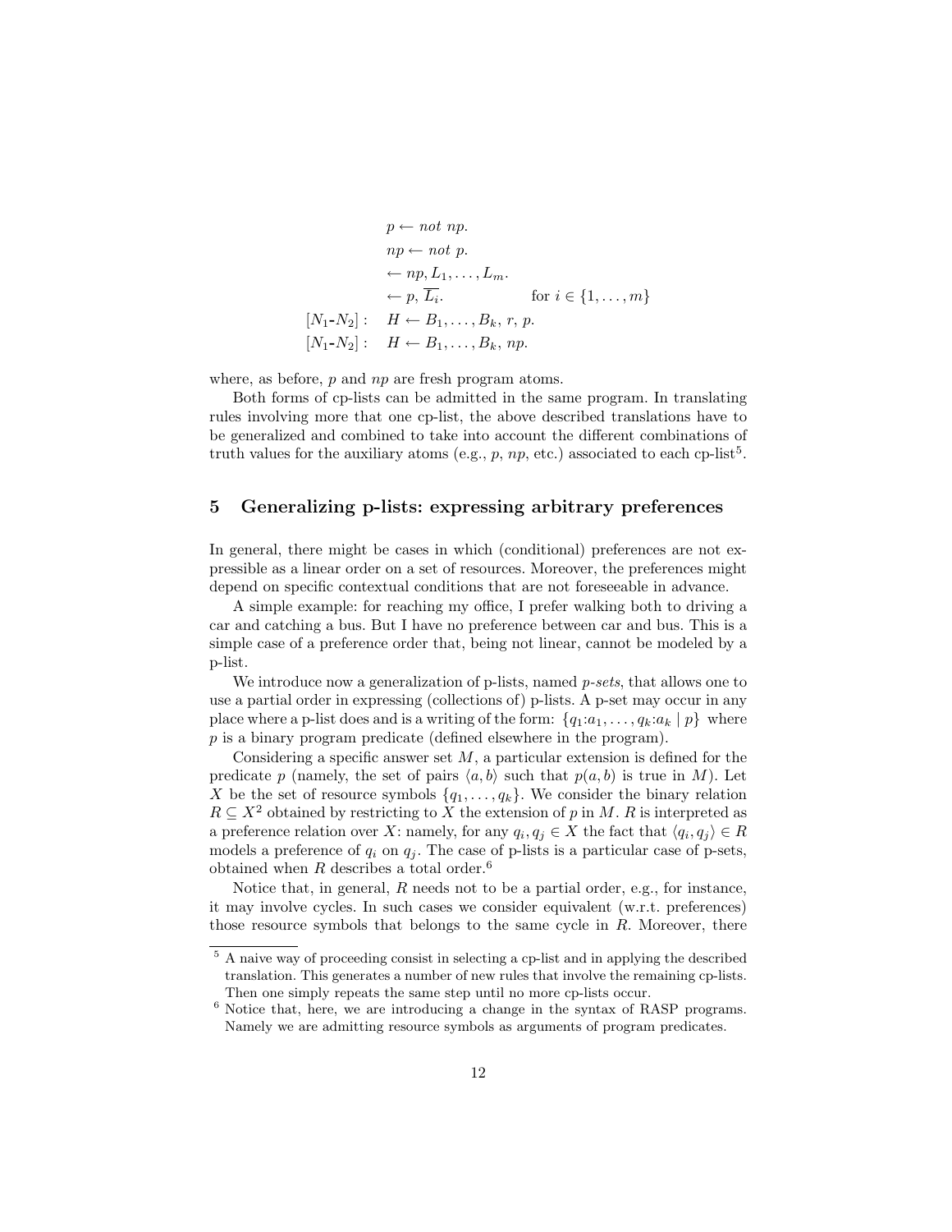$$
\begin{array}{ll}
 & p \leftarrow \mathit{not}\ np. \\
 & np \leftarrow \mathit{not}\ p. \\
 & \leftarrow np, L_1, \ldots, L_m. \\
 & \leftarrow p, \overline{L_i}. \qquad\qquad \text{for } i \in \{1, \ldots, m\} \\
[N_1\text{-}N_2]: & H \leftarrow B_1, \ldots, B_k,\ r,\ p. \\
[N_1\text{-}N_2]: & H \leftarrow B_1, \ldots, B_k,\ np.
\end{array}
$$

where, as before, $p$ and $np$ are fresh program atoms.

Both forms of cp-lists can be admitted in the same program. In translating rules involving more that one cp-list, the above described translations have to be generalized and combined to take into account the different combinations of truth values for the auxiliary atoms (e.g., $p$, $np$, etc.) associated to each cp-list[5].

## 5 Generalizing p-lists: expressing arbitrary preferences

In general, there might be cases in which (conditional) preferences are not expressible as a linear order on a set of resources. Moreover, the preferences might depend on specific contextual conditions that are not foreseeable in advance.

A simple example: for reaching my office, I prefer walking both to driving a car and catching a bus. But I have no preference between car and bus. This is a simple case of a preference order that, being not linear, cannot be modeled by a p-list.

We introduce now a generalization of p-lists, named *p-sets*, that allows one to use a partial order in expressing (collections of) p-lists. A p-set may occur in any place where a p-list does and is a writing of the form: $\{q_1{:}a_1, \ldots, q_k{:}a_k \mid p\}$ where $p$ is a binary program predicate (defined elsewhere in the program).

Considering a specific answer set $M$, a particular extension is defined for the predicate $p$ (namely, the set of pairs $\langle a, b \rangle$ such that $p(a, b)$ is true in $M$). Let $X$ be the set of resource symbols $\{q_1, \ldots, q_k\}$. We consider the binary relation $R \subseteq X^2$ obtained by restricting to $X$ the extension of $p$ in $M$. $R$ is interpreted as a preference relation over $X$: namely, for any $q_i, q_j \in X$ the fact that $\langle q_i, q_j \rangle \in R$ models a preference of $q_i$ on $q_j$. The case of p-lists is a particular case of p-sets, obtained when $R$ describes a total order.[6]

Notice that, in general, $R$ needs not to be a partial order, e.g., for instance, it may involve cycles. In such cases we consider equivalent (w.r.t. preferences) those resource symbols that belongs to the same cycle in $R$. Moreover, there

---

[5] A naive way of proceeding consist in selecting a cp-list and in applying the described translation. This generates a number of new rules that involve the remaining cp-lists. Then one simply repeats the same step until no more cp-lists occur.

[6] Notice that, here, we are introducing a change in the syntax of RASP programs. Namely we are admitting resource symbols as arguments of program predicates.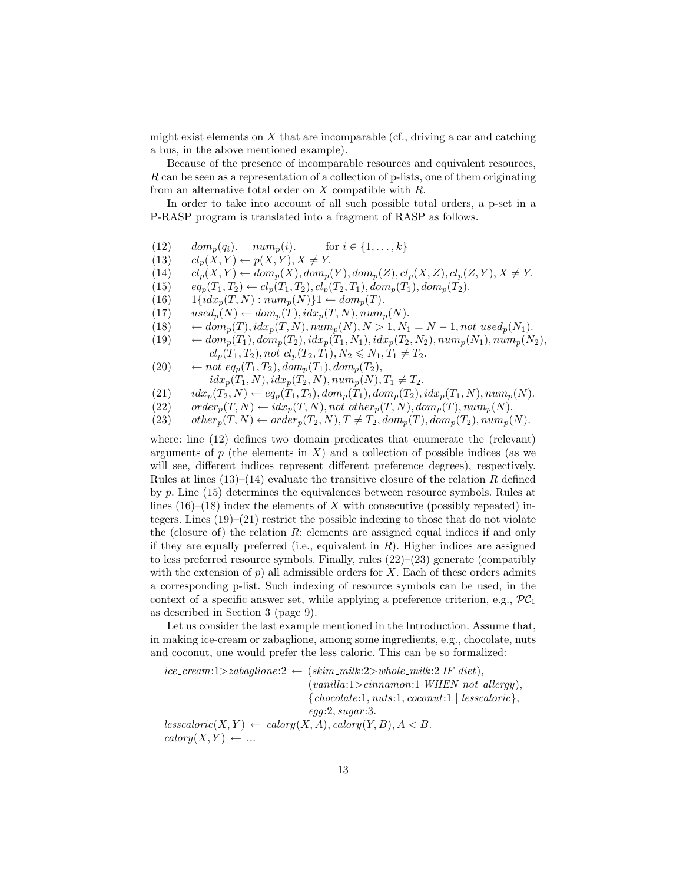might exist elements on $X$ that are incomparable (cf., driving a car and catching a bus, in the above mentioned example).

Because of the presence of incomparable resources and equivalent resources, $R$ can be seen as a representation of a collection of p-lists, one of them originating from an alternative total order on $X$ compatible with $R$.

In order to take into account of all such possible total orders, a p-set in a P-RASP program is translated into a fragment of RASP as follows.

(12) $\quad dom_p(q_i). \quad num_p(i). \qquad \text{for } i \in \{1, \ldots, k\}$

(13) $\quad cl_p(X,Y) \leftarrow p(X,Y), X \neq Y.$

(14) $\quad cl_p(X,Y) \leftarrow dom_p(X), dom_p(Y), dom_p(Z), cl_p(X,Z), cl_p(Z,Y), X \neq Y.$

(15) $\quad eq_p(T_1,T_2) \leftarrow cl_p(T_1,T_2), cl_p(T_2,T_1), dom_p(T_1), dom_p(T_2).$

(16) $\quad 1\{idx_p(T,N) : num_p(N)\}1 \leftarrow dom_p(T).$

(17) $\quad used_p(N) \leftarrow dom_p(T), idx_p(T,N), num_p(N).$

(18) $\quad \leftarrow dom_p(T), idx_p(T,N), num_p(N), N > 1, N_1 = N-1, not\ used_p(N_1).$

(19) $\quad \leftarrow dom_p(T_1), dom_p(T_2), idx_p(T_1,N_1), idx_p(T_2,N_2), num_p(N_1), num_p(N_2),$
$\qquad cl_p(T_1,T_2), not\ cl_p(T_2,T_1), N_2 \leqslant N_1, T_1 \neq T_2.$

(20) $\quad \leftarrow not\ eq_p(T_1,T_2), dom_p(T_1), dom_p(T_2),$
$\qquad idx_p(T_1,N), idx_p(T_2,N), num_p(N), T_1 \neq T_2.$

(21) $\quad idx_p(T_2,N) \leftarrow eq_p(T_1,T_2), dom_p(T_1), dom_p(T_2), idx_p(T_1,N), num_p(N).$

(22) $\quad order_p(T,N) \leftarrow idx_p(T,N), not\ other_p(T,N), dom_p(T), num_p(N).$

(23) $\quad other_p(T,N) \leftarrow order_p(T_2,N), T \neq T_2, dom_p(T), dom_p(T_2), num_p(N).$

where: line (12) defines two domain predicates that enumerate the (relevant) arguments of $p$ (the elements in $X$) and a collection of possible indices (as we will see, different indices represent different preference degrees), respectively. Rules at lines (13)–(14) evaluate the transitive closure of the relation $R$ defined by $p$. Line (15) determines the equivalences between resource symbols. Rules at lines (16)–(18) index the elements of $X$ with consecutive (possibly repeated) integers. Lines (19)–(21) restrict the possible indexing to those that do not violate the (closure of) the relation $R$: elements are assigned equal indices if and only if they are equally preferred (i.e., equivalent in $R$). Higher indices are assigned to less preferred resource symbols. Finally, rules (22)–(23) generate (compatibly with the extension of $p$) all admissible orders for $X$. Each of these orders admits a corresponding p-list. Such indexing of resource symbols can be used, in the context of a specific answer set, while applying a preference criterion, e.g., $\mathcal{PC}_1$ as described in Section 3 (page 9).

Let us consider the last example mentioned in the Introduction. Assume that, in making ice-cream or zabaglione, among some ingredients, e.g., chocolate, nuts and coconut, one would prefer the less caloric. This can be so formalized:

$$
\begin{aligned}
ice\_cream{:}1 > zabaglione{:}2 \leftarrow\ & (skim\_milk{:}2 > whole\_milk{:}2\ \mathit{IF}\ diet),\\
& (vanilla{:}1 > cinnamon{:}1\ \mathit{WHEN}\ not\ allergy),\\
& \{chocolate{:}1, nuts{:}1, coconut{:}1 \mid lesscaloric\},\\
& egg{:}2, sugar{:}3.\\
lesscaloric(X,Y) \leftarrow\ & calory(X,A), calory(Y,B), A < B.\\
calory(X,Y) \leftarrow\ & \ldots
\end{aligned}
$$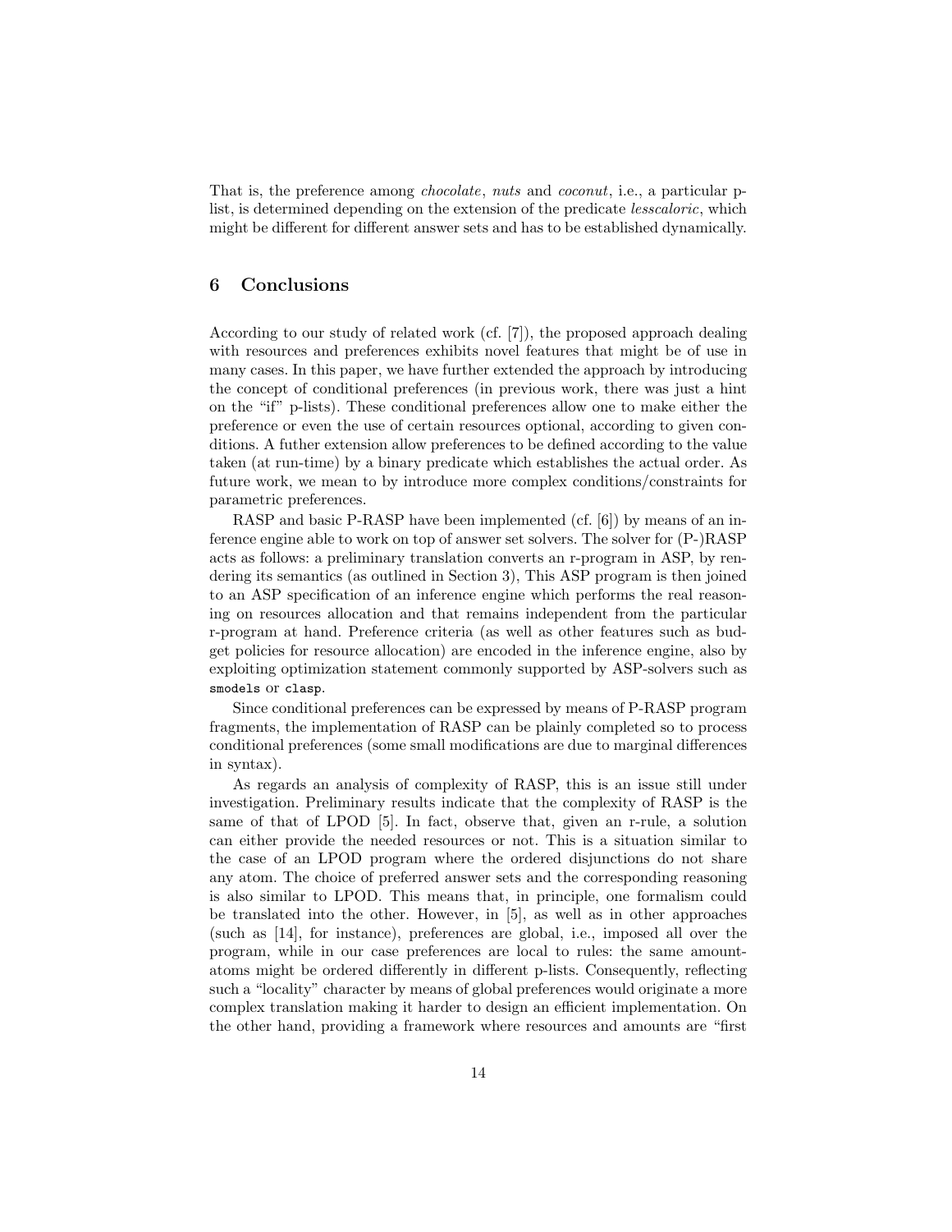That is, the preference among *chocolate*, *nuts* and *coconut*, i.e., a particular p-list, is determined depending on the extension of the predicate *lesscaloric*, which might be different for different answer sets and has to be established dynamically.

## 6 Conclusions

According to our study of related work (cf. [7]), the proposed approach dealing with resources and preferences exhibits novel features that might be of use in many cases. In this paper, we have further extended the approach by introducing the concept of conditional preferences (in previous work, there was just a hint on the "if" p-lists). These conditional preferences allow one to make either the preference or even the use of certain resources optional, according to given conditions. A futher extension allow preferences to be defined according to the value taken (at run-time) by a binary predicate which establishes the actual order. As future work, we mean to by introduce more complex conditions/constraints for parametric preferences.

RASP and basic P-RASP have been implemented (cf. [6]) by means of an inference engine able to work on top of answer set solvers. The solver for (P-)RASP acts as follows: a preliminary translation converts an r-program in ASP, by rendering its semantics (as outlined in Section 3), This ASP program is then joined to an ASP specification of an inference engine which performs the real reasoning on resources allocation and that remains independent from the particular r-program at hand. Preference criteria (as well as other features such as budget policies for resource allocation) are encoded in the inference engine, also by exploiting optimization statement commonly supported by ASP-solvers such as `smodels` or `clasp`.

Since conditional preferences can be expressed by means of P-RASP program fragments, the implementation of RASP can be plainly completed so to process conditional preferences (some small modifications are due to marginal differences in syntax).

As regards an analysis of complexity of RASP, this is an issue still under investigation. Preliminary results indicate that the complexity of RASP is the same of that of LPOD [5]. In fact, observe that, given an r-rule, a solution can either provide the needed resources or not. This is a situation similar to the case of an LPOD program where the ordered disjunctions do not share any atom. The choice of preferred answer sets and the corresponding reasoning is also similar to LPOD. This means that, in principle, one formalism could be translated into the other. However, in [5], as well as in other approaches (such as [14], for instance), preferences are global, i.e., imposed all over the program, while in our case preferences are local to rules: the same amount-atoms might be ordered differently in different p-lists. Consequently, reflecting such a "locality" character by means of global preferences would originate a more complex translation making it harder to design an efficient implementation. On the other hand, providing a framework where resources and amounts are "first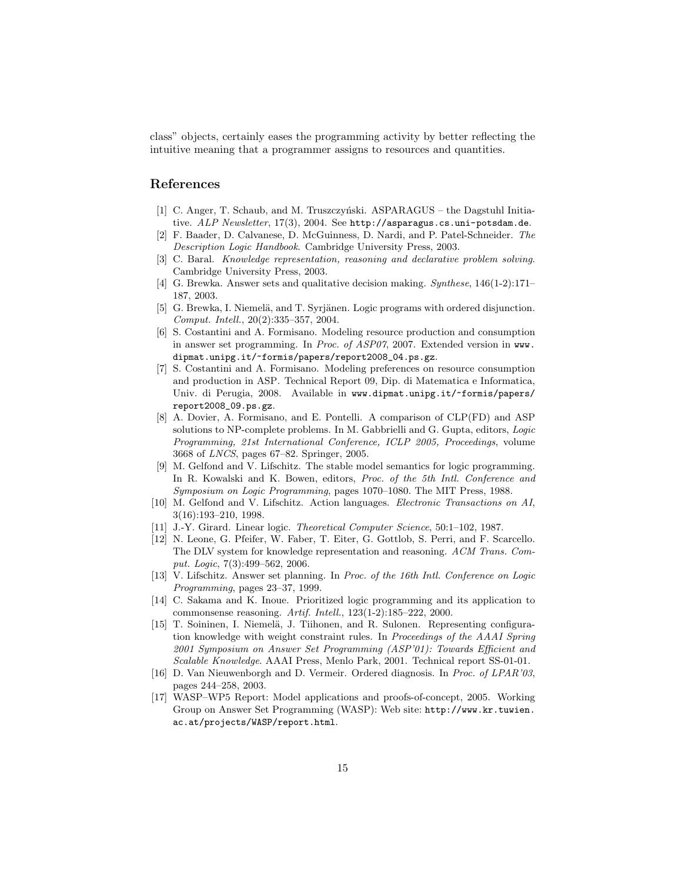class" objects, certainly eases the programming activity by better reflecting the intuitive meaning that a programmer assigns to resources and quantities.

## References

[1] C. Anger, T. Schaub, and M. Truszczyński. ASPARAGUS – the Dagstuhl Initiative. *ALP Newsletter*, 17(3), 2004. See `http://asparagus.cs.uni-potsdam.de`.

[2] F. Baader, D. Calvanese, D. McGuinness, D. Nardi, and P. Patel-Schneider. *The Description Logic Handbook*. Cambridge University Press, 2003.

[3] C. Baral. *Knowledge representation, reasoning and declarative problem solving*. Cambridge University Press, 2003.

[4] G. Brewka. Answer sets and qualitative decision making. *Synthese*, 146(1-2):171–187, 2003.

[5] G. Brewka, I. Niemelä, and T. Syrjänen. Logic programs with ordered disjunction. *Comput. Intell.*, 20(2):335–357, 2004.

[6] S. Costantini and A. Formisano. Modeling resource production and consumption in answer set programming. In *Proc. of ASP07*, 2007. Extended version in `www.dipmat.unipg.it/~formis/papers/report2008_04.ps.gz`.

[7] S. Costantini and A. Formisano. Modeling preferences on resource consumption and production in ASP. Technical Report 09, Dip. di Matematica e Informatica, Univ. di Perugia, 2008. Available in `www.dipmat.unipg.it/~formis/papers/report2008_09.ps.gz`.

[8] A. Dovier, A. Formisano, and E. Pontelli. A comparison of CLP(FD) and ASP solutions to NP-complete problems. In M. Gabbrielli and G. Gupta, editors, *Logic Programming, 21st International Conference, ICLP 2005, Proceedings*, volume 3668 of *LNCS*, pages 67–82. Springer, 2005.

[9] M. Gelfond and V. Lifschitz. The stable model semantics for logic programming. In R. Kowalski and K. Bowen, editors, *Proc. of the 5th Intl. Conference and Symposium on Logic Programming*, pages 1070–1080. The MIT Press, 1988.

[10] M. Gelfond and V. Lifschitz. Action languages. *Electronic Transactions on AI*, 3(16):193–210, 1998.

[11] J.-Y. Girard. Linear logic. *Theoretical Computer Science*, 50:1–102, 1987.

[12] N. Leone, G. Pfeifer, W. Faber, T. Eiter, G. Gottlob, S. Perri, and F. Scarcello. The DLV system for knowledge representation and reasoning. *ACM Trans. Comput. Logic*, 7(3):499–562, 2006.

[13] V. Lifschitz. Answer set planning. In *Proc. of the 16th Intl. Conference on Logic Programming*, pages 23–37, 1999.

[14] C. Sakama and K. Inoue. Prioritized logic programming and its application to commonsense reasoning. *Artif. Intell.*, 123(1-2):185–222, 2000.

[15] T. Soininen, I. Niemelä, J. Tiihonen, and R. Sulonen. Representing configuration knowledge with weight constraint rules. In *Proceedings of the AAAI Spring 2001 Symposium on Answer Set Programming (ASP'01): Towards Efficient and Scalable Knowledge*. AAAI Press, Menlo Park, 2001. Technical report SS-01-01.

[16] D. Van Nieuwenborgh and D. Vermeir. Ordered diagnosis. In *Proc. of LPAR'03*, pages 244–258, 2003.

[17] WASP–WP5 Report: Model applications and proofs-of-concept, 2005. Working Group on Answer Set Programming (WASP): Web site: `http://www.kr.tuwien.ac.at/projects/WASP/report.html`.